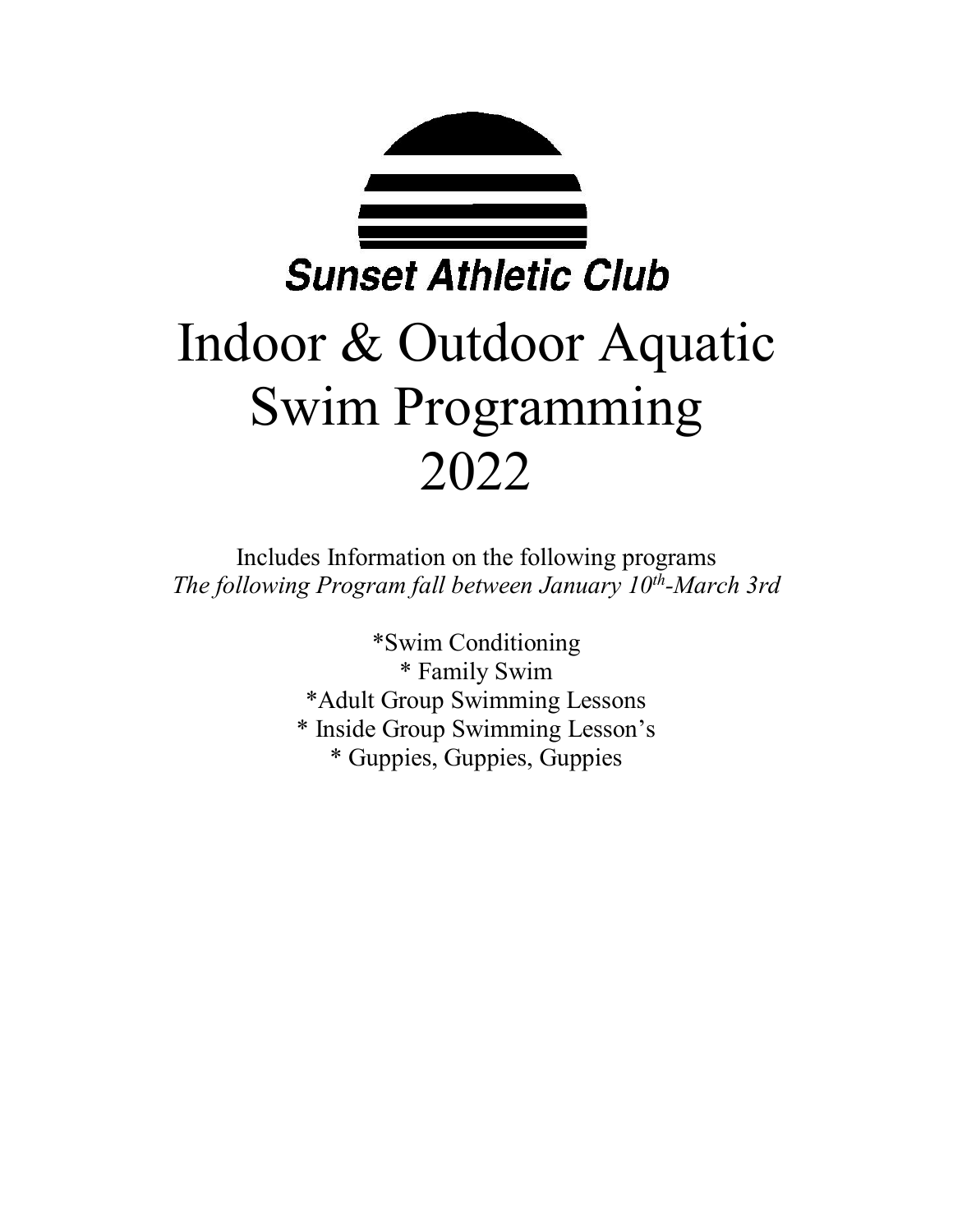**Sunset Athletic Club**

# Indoor & Outdoor Aquatic Swim Programming 2022

Includes Information on the following programs

*The following Program fall between January 10th-March 3rd*

*Swim Conditioning
* Family Swim
*Adult Group Swimming Lessons
* Inside Group Swimming Lesson's
* Guppies, Guppies, Guppies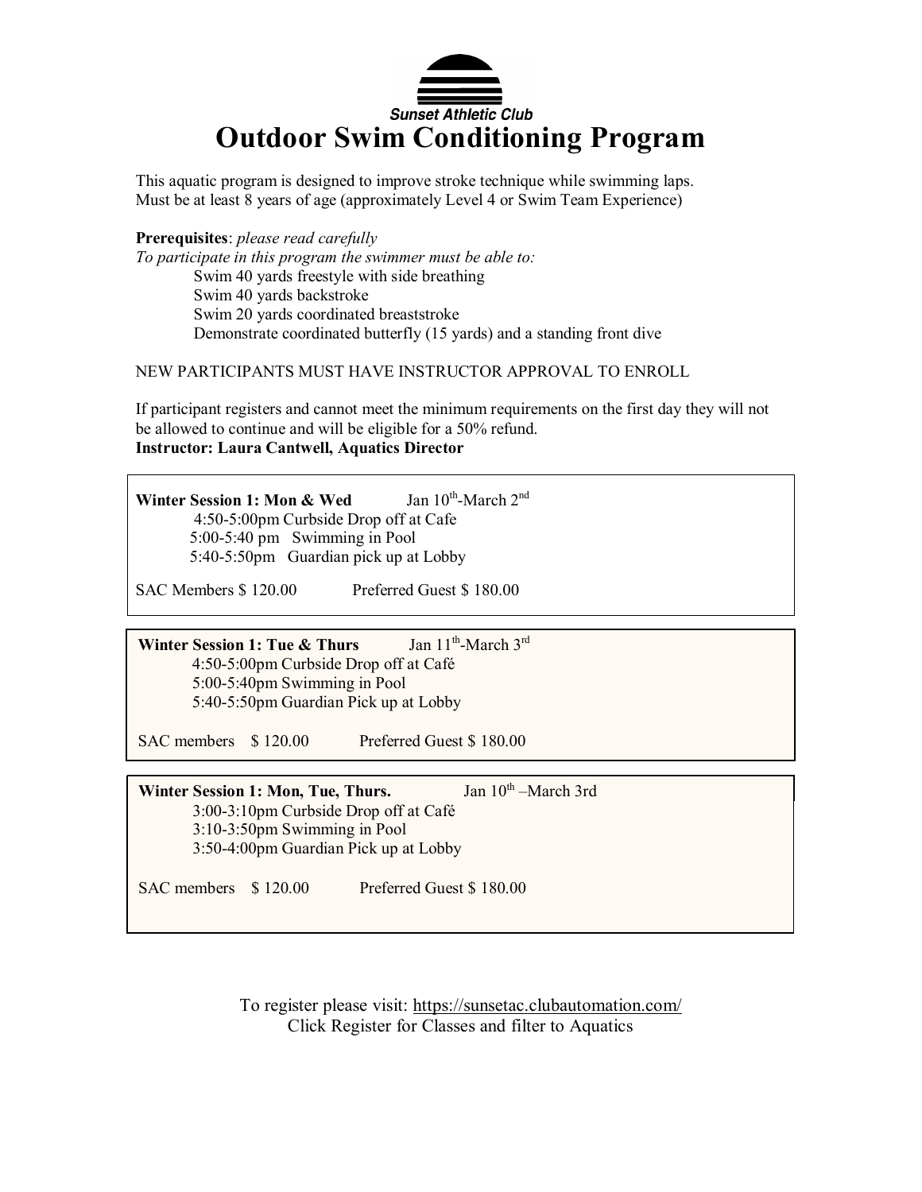Sunset Athletic Club

# Outdoor Swim Conditioning Program

This aquatic program is designed to improve stroke technique while swimming laps.
Must be at least 8 years of age (approximately Level 4 or Swim Team Experience)

**Prerequisites**: *please read carefully*
*To participate in this program the swimmer must be able to:*

- Swim 40 yards freestyle with side breathing
- Swim 40 yards backstroke
- Swim 20 yards coordinated breaststroke
- Demonstrate coordinated butterfly (15 yards) and a standing front dive

NEW PARTICIPANTS MUST HAVE INSTRUCTOR APPROVAL TO ENROLL

If participant registers and cannot meet the minimum requirements on the first day they will not be allowed to continue and will be eligible for a 50% refund.
**Instructor: Laura Cantwell, Aquatics Director**

**Winter Session 1: Mon & Wed** Jan 10th-March 2nd
4:50-5:00pm Curbside Drop off at Cafe
5:00-5:40 pm Swimming in Pool
5:40-5:50pm Guardian pick up at Lobby

SAC Members $ 120.00 Preferred Guest $ 180.00

**Winter Session 1: Tue & Thurs** Jan 11th-March 3rd
4:50-5:00pm Curbside Drop off at Café
5:00-5:40pm Swimming in Pool
5:40-5:50pm Guardian Pick up at Lobby

SAC members $ 120.00 Preferred Guest $ 180.00

**Winter Session 1: Mon, Tue, Thurs.** Jan 10th –March 3rd
3:00-3:10pm Curbside Drop off at Café
3:10-3:50pm Swimming in Pool
3:50-4:00pm Guardian Pick up at Lobby

SAC members $ 120.00 Preferred Guest $ 180.00

To register please visit: https://sunsetac.clubautomation.com/
Click Register for Classes and filter to Aquatics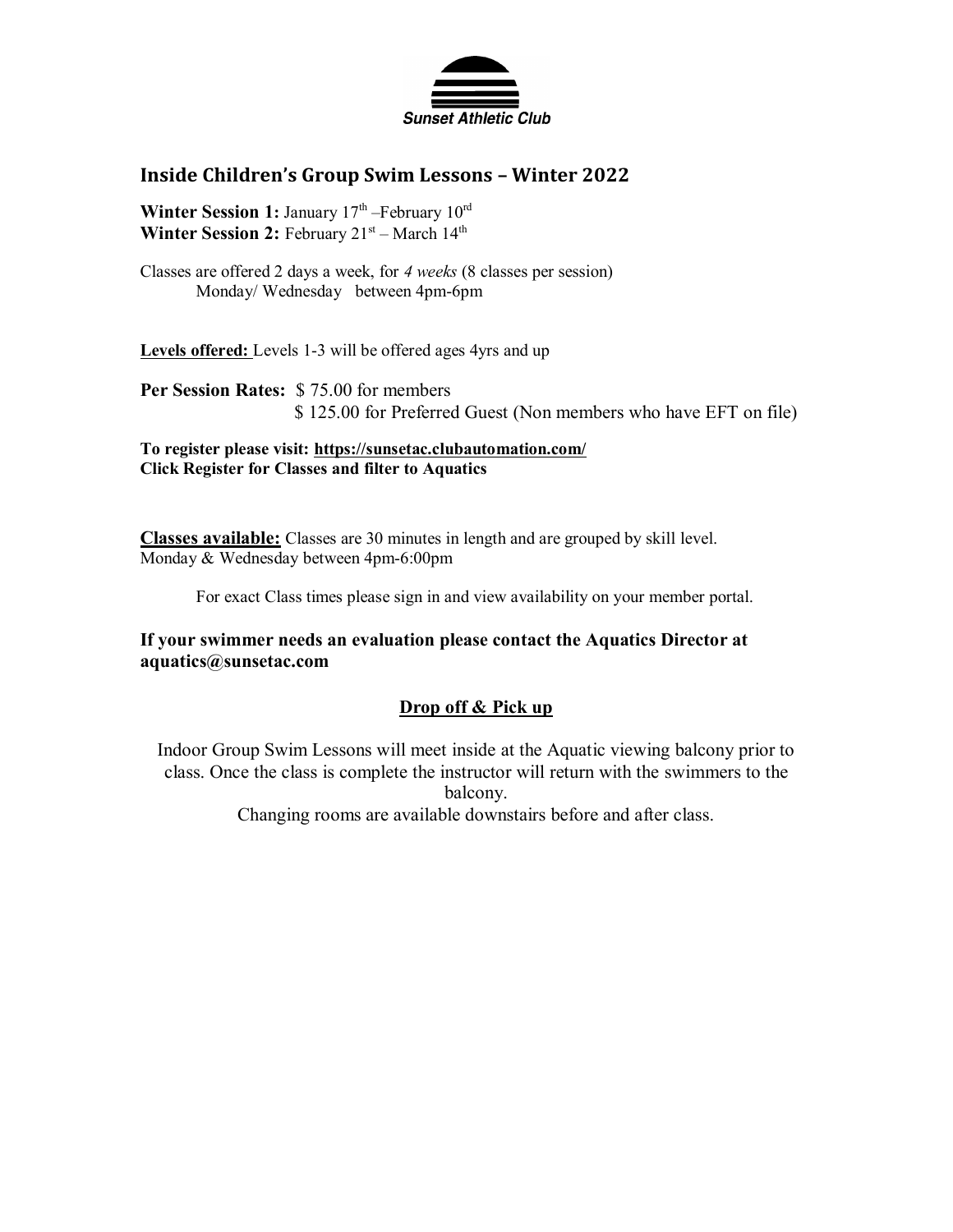**Sunset Athletic Club**

## Inside Children's Group Swim Lessons – Winter 2022

**Winter Session 1:** January 17th –February 10rd
**Winter Session 2:** February 21st – March 14th

Classes are offered 2 days a week, for *4 weeks* (8 classes per session)
Monday/ Wednesday between 4pm-6pm

**Levels offered:** Levels 1-3 will be offered ages 4yrs and up

**Per Session Rates:** $ 75.00 for members
$ 125.00 for Preferred Guest (Non members who have EFT on file)

**To register please visit: https://sunsetac.clubautomation.com/**
**Click Register for Classes and filter to Aquatics**

**Classes available:** Classes are 30 minutes in length and are grouped by skill level.
Monday & Wednesday between 4pm-6:00pm

For exact Class times please sign in and view availability on your member portal.

**If your swimmer needs an evaluation please contact the Aquatics Director at aquatics@sunsetac.com**

**Drop off & Pick up**

Indoor Group Swim Lessons will meet inside at the Aquatic viewing balcony prior to class. Once the class is complete the instructor will return with the swimmers to the balcony.
Changing rooms are available downstairs before and after class.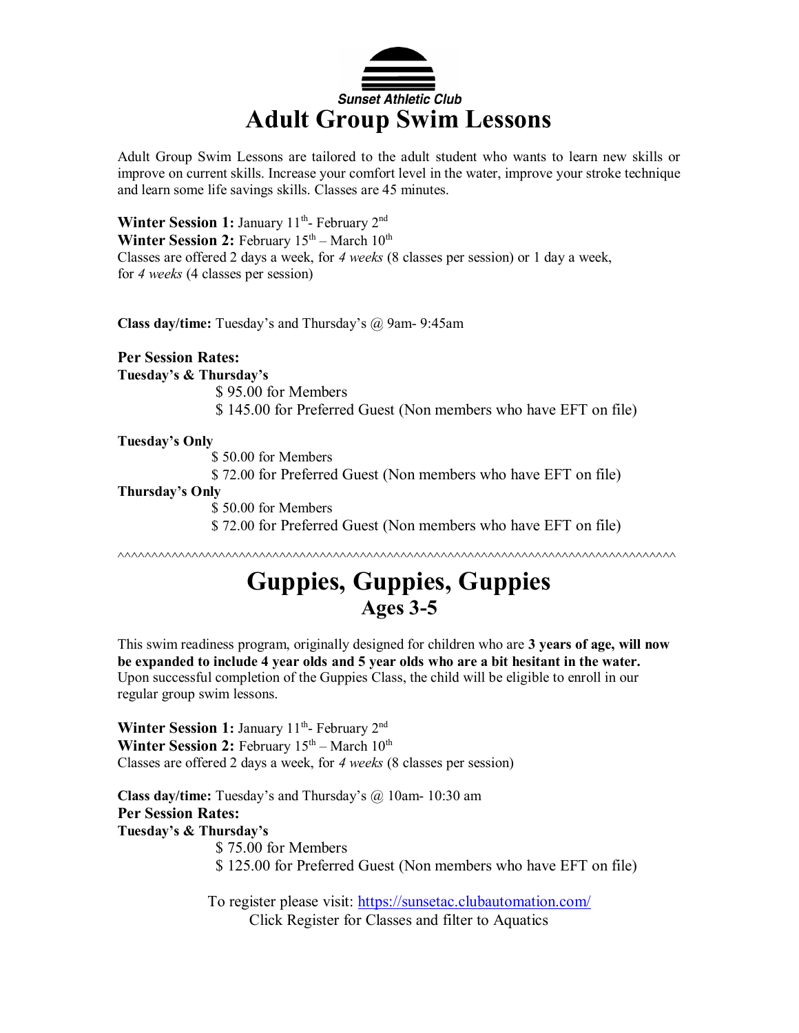Sunset Athletic Club

# Adult Group Swim Lessons

Adult Group Swim Lessons are tailored to the adult student who wants to learn new skills or improve on current skills. Increase your comfort level in the water, improve your stroke technique and learn some life savings skills. Classes are 45 minutes.

**Winter Session 1:** January 11th- February 2nd
**Winter Session 2:** February 15th – March 10th
Classes are offered 2 days a week, for *4 weeks* (8 classes per session) or 1 day a week, for *4 weeks* (4 classes per session)

**Class day/time:** Tuesday's and Thursday's @ 9am- 9:45am

**Per Session Rates:**
**Tuesday's & Thursday's**
$ 95.00 for Members
$ 145.00 for Preferred Guest (Non members who have EFT on file)

**Tuesday's Only**
$ 50.00 for Members
$ 72.00 for Preferred Guest (Non members who have EFT on file)
**Thursday's Only**
$ 50.00 for Members
$ 72.00 for Preferred Guest (Non members who have EFT on file)

^^^^^^^^^^^^^^^^^^^^^^^^^^^^^^^^^^^^^^^^^^^^^^^^^^^^^^^^^^^^^^^^^^^^^^^^^^^^^^^^^^^^^^^^^^^^

# Guppies, Guppies, Guppies
## Ages 3-5

This swim readiness program, originally designed for children who are **3 years of age, will now be expanded to include 4 year olds and 5 year olds who are a bit hesitant in the water.** Upon successful completion of the Guppies Class, the child will be eligible to enroll in our regular group swim lessons.

**Winter Session 1:** January 11th- February 2nd
**Winter Session 2:** February 15th – March 10th
Classes are offered 2 days a week, for *4 weeks* (8 classes per session)

**Class day/time:** Tuesday's and Thursday's @ 10am- 10:30 am
**Per Session Rates:**
**Tuesday's & Thursday's**
$ 75.00 for Members
$ 125.00 for Preferred Guest (Non members who have EFT on file)

To register please visit: https://sunsetac.clubautomation.com/
Click Register for Classes and filter to Aquatics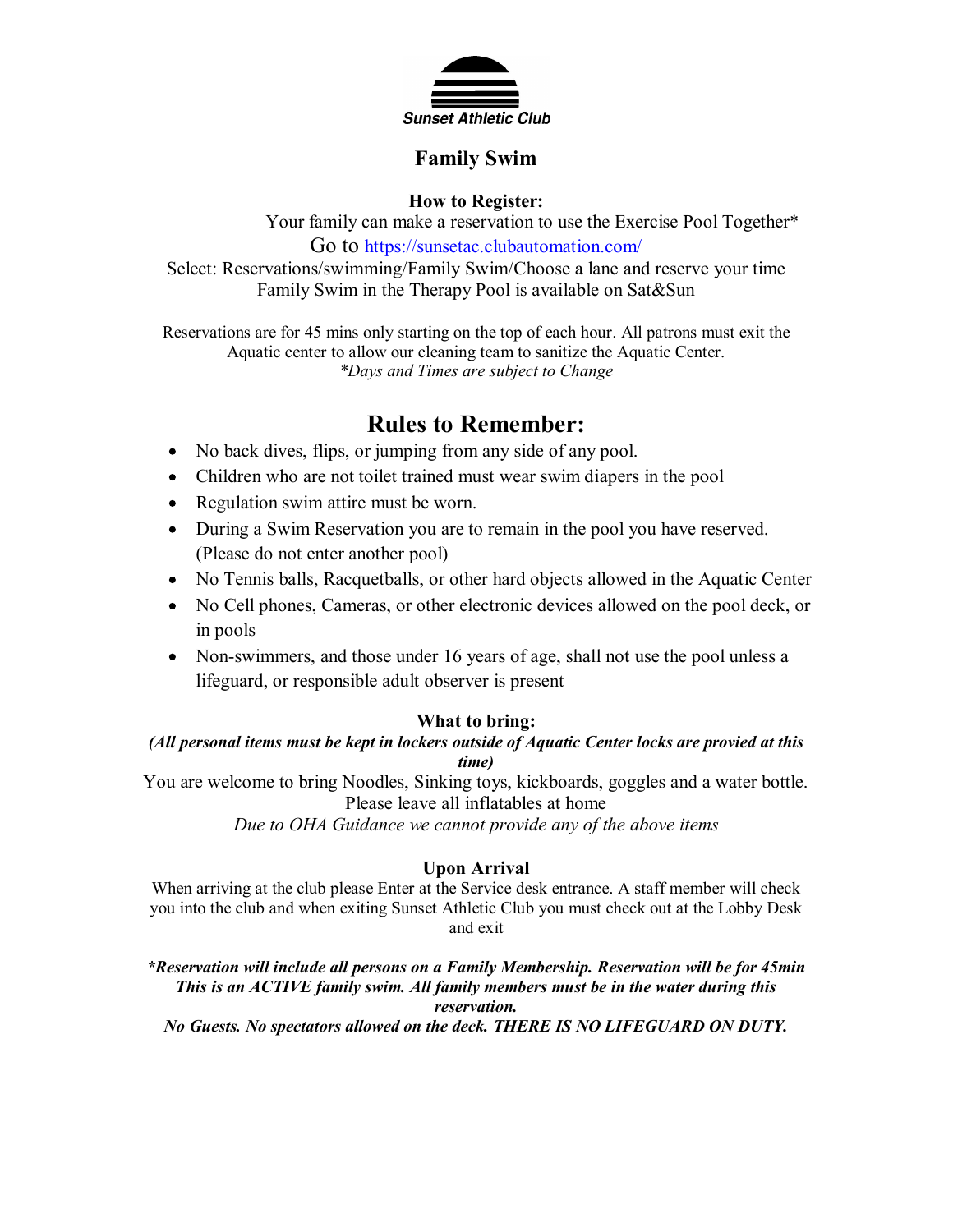Sunset Athletic Club

# Family Swim

**How to Register:**

Your family can make a reservation to use the Exercise Pool Together*

Go to https://sunsetac.clubautomation.com/

Select: Reservations/swimming/Family Swim/Choose a lane and reserve your time

Family Swim in the Therapy Pool is available on Sat&Sun

Reservations are for 45 mins only starting on the top of each hour. All patrons must exit the Aquatic center to allow our cleaning team to sanitize the Aquatic Center.

*\*Days and Times are subject to Change*

## Rules to Remember:

- No back dives, flips, or jumping from any side of any pool.
- Children who are not toilet trained must wear swim diapers in the pool
- Regulation swim attire must be worn.
- During a Swim Reservation you are to remain in the pool you have reserved. (Please do not enter another pool)
- No Tennis balls, Racquetballs, or other hard objects allowed in the Aquatic Center
- No Cell phones, Cameras, or other electronic devices allowed on the pool deck, or in pools
- Non-swimmers, and those under 16 years of age, shall not use the pool unless a lifeguard, or responsible adult observer is present

**What to bring:**

***(All personal items must be kept in lockers outside of Aquatic Center locks are provied at this time)***

You are welcome to bring Noodles, Sinking toys, kickboards, goggles and a water bottle.

Please leave all inflatables at home

*Due to OHA Guidance we cannot provide any of the above items*

**Upon Arrival**

When arriving at the club please Enter at the Service desk entrance. A staff member will check you into the club and when exiting Sunset Athletic Club you must check out at the Lobby Desk and exit

***\*Reservation will include all persons on a Family Membership. Reservation will be for 45min This is an ACTIVE family swim. All family members must be in the water during this reservation.***

***No Guests. No spectators allowed on the deck. THERE IS NO LIFEGUARD ON DUTY.***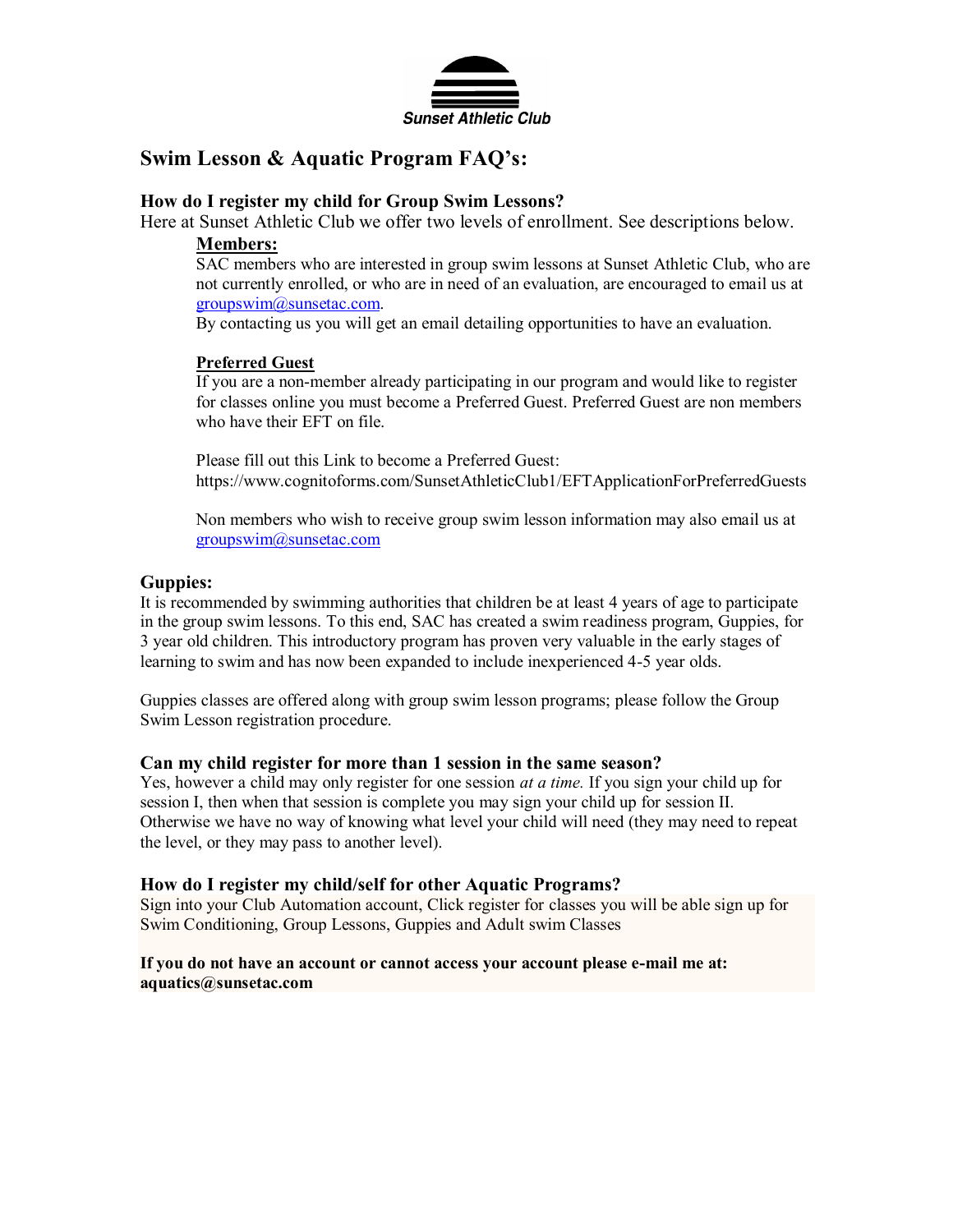Sunset Athletic Club

## Swim Lesson & Aquatic Program FAQ's:

### How do I register my child for Group Swim Lessons?

Here at Sunset Athletic Club we offer two levels of enrollment. See descriptions below.

**Members:**

SAC members who are interested in group swim lessons at Sunset Athletic Club, who are not currently enrolled, or who are in need of an evaluation, are encouraged to email us at groupswim@sunsetac.com.

By contacting us you will get an email detailing opportunities to have an evaluation.

**Preferred Guest**

If you are a non-member already participating in our program and would like to register for classes online you must become a Preferred Guest. Preferred Guest are non members who have their EFT on file.

Please fill out this Link to become a Preferred Guest:
https://www.cognitoforms.com/SunsetAthleticClub1/EFTApplicationForPreferredGuests

Non members who wish to receive group swim lesson information may also email us at groupswim@sunsetac.com

### Guppies:

It is recommended by swimming authorities that children be at least 4 years of age to participate in the group swim lessons. To this end, SAC has created a swim readiness program, Guppies, for 3 year old children. This introductory program has proven very valuable in the early stages of learning to swim and has now been expanded to include inexperienced 4-5 year olds.

Guppies classes are offered along with group swim lesson programs; please follow the Group Swim Lesson registration procedure.

### Can my child register for more than 1 session in the same season?

Yes, however a child may only register for one session *at a time.* If you sign your child up for session I, then when that session is complete you may sign your child up for session II. Otherwise we have no way of knowing what level your child will need (they may need to repeat the level, or they may pass to another level).

### How do I register my child/self for other Aquatic Programs?

Sign into your Club Automation account, Click register for classes you will be able sign up for Swim Conditioning, Group Lessons, Guppies and Adult swim Classes

**If you do not have an account or cannot access your account please e-mail me at: aquatics@sunsetac.com**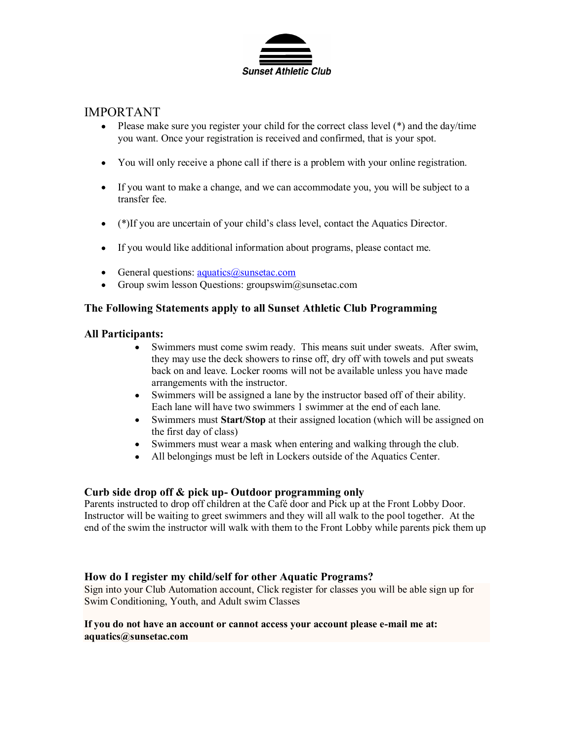Sunset Athletic Club

# IMPORTANT

- Please make sure you register your child for the correct class level (*) and the day/time you want. Once your registration is received and confirmed, that is your spot.
- You will only receive a phone call if there is a problem with your online registration.
- If you want to make a change, and we can accommodate you, you will be subject to a transfer fee.
- (*)If you are uncertain of your child's class level, contact the Aquatics Director.
- If you would like additional information about programs, please contact me.
- General questions: aquatics@sunsetac.com
- Group swim lesson Questions: groupswim@sunsetac.com

### The Following Statements apply to all Sunset Athletic Club Programming

### All Participants:

- Swimmers must come swim ready. This means suit under sweats. After swim, they may use the deck showers to rinse off, dry off with towels and put sweats back on and leave. Locker rooms will not be available unless you have made arrangements with the instructor.
- Swimmers will be assigned a lane by the instructor based off of their ability. Each lane will have two swimmers 1 swimmer at the end of each lane.
- Swimmers must **Start/Stop** at their assigned location (which will be assigned on the first day of class)
- Swimmers must wear a mask when entering and walking through the club.
- All belongings must be left in Lockers outside of the Aquatics Center.

### Curb side drop off & pick up- Outdoor programming only

Parents instructed to drop off children at the Café door and Pick up at the Front Lobby Door. Instructor will be waiting to greet swimmers and they will all walk to the pool together. At the end of the swim the instructor will walk with them to the Front Lobby while parents pick them up

### How do I register my child/self for other Aquatic Programs?

Sign into your Club Automation account, Click register for classes you will be able sign up for Swim Conditioning, Youth, and Adult swim Classes

**If you do not have an account or cannot access your account please e-mail me at: aquatics@sunsetac.com**